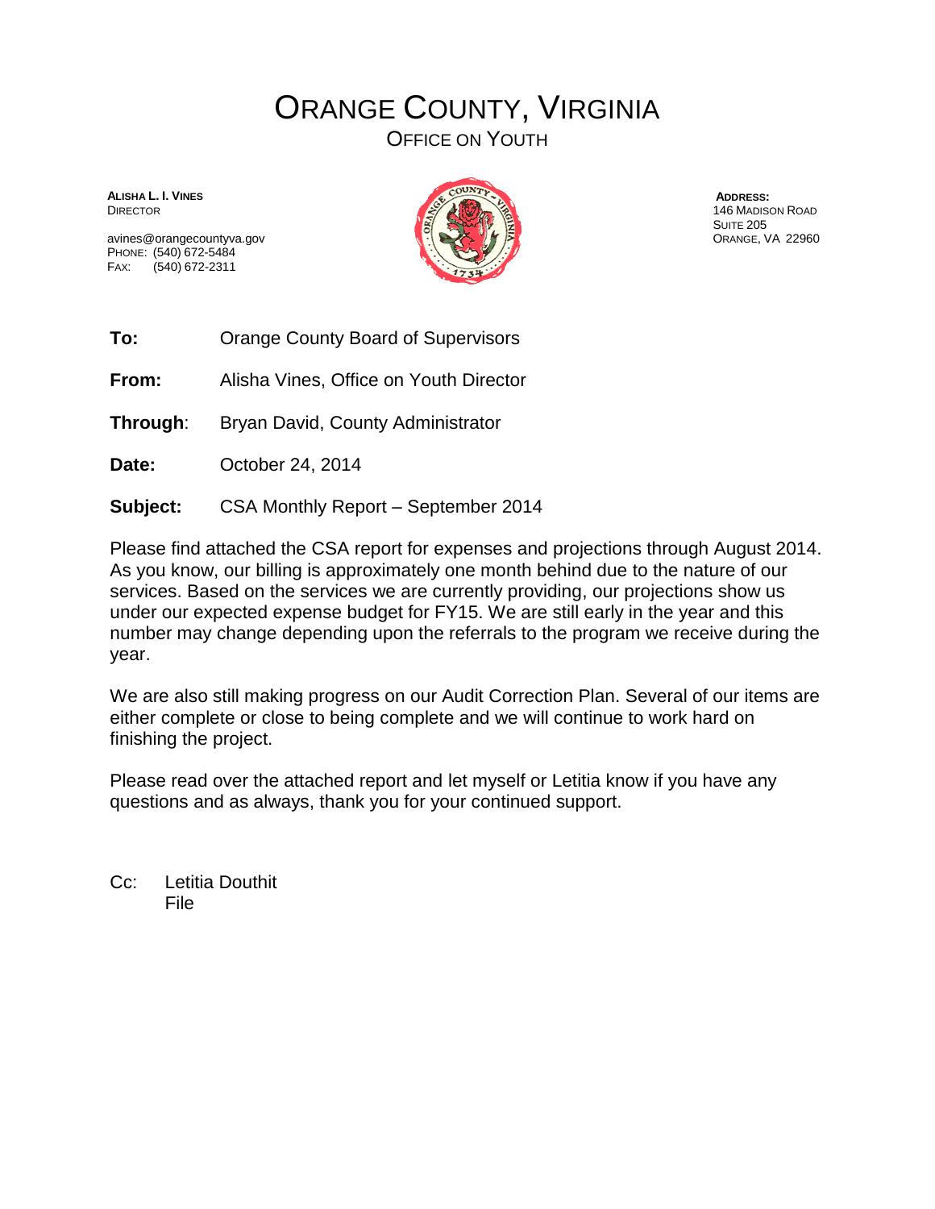# ORANGE COUNTY, VIRGINIA

## OFFICE ON YOUTH

**ALISHA L. I. VINES**
DIRECTOR

avines@orangecountyva.gov
PHONE: (540) 672-5484
FAX: (540) 672-2311

**ADDRESS:**
146 MADISON ROAD
SUITE 205
ORANGE, VA 22960

**To:** Orange County Board of Supervisors

**From:** Alisha Vines, Office on Youth Director

**Through**: Bryan David, County Administrator

**Date:** October 24, 2014

**Subject:** CSA Monthly Report – September 2014

Please find attached the CSA report for expenses and projections through August 2014. As you know, our billing is approximately one month behind due to the nature of our services. Based on the services we are currently providing, our projections show us under our expected expense budget for FY15. We are still early in the year and this number may change depending upon the referrals to the program we receive during the year.

We are also still making progress on our Audit Correction Plan. Several of our items are either complete or close to being complete and we will continue to work hard on finishing the project.

Please read over the attached report and let myself or Letitia know if you have any questions and as always, thank you for your continued support.

Cc: Letitia Douthit
File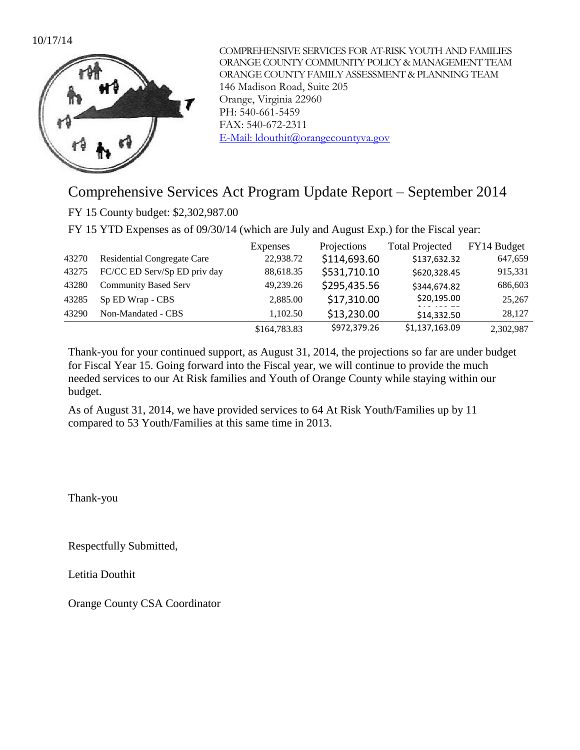10/17/14

COMPREHENSIVE SERVICES FOR AT-RISK YOUTH AND FAMILIES
ORANGE COUNTY COMMUNITY POLICY & MANAGEMENT TEAM
ORANGE COUNTY FAMILY ASSESSMENT & PLANNING TEAM
146 Madison Road, Suite 205
Orange, Virginia 22960
PH: 540-661-5459
FAX: 540-672-2311
E-Mail: ldouthit@orangecountyva.gov

# Comprehensive Services Act Program Update Report – September 2014

FY 15 County budget: $2,302,987.00

FY 15 YTD Expenses as of 09/30/14 (which are July and August Exp.) for the Fiscal year:

| | | Expenses | Projections | Total Projected | FY14 Budget |
|---|---|---|---|---|---|
| 43270 | Residential Congregate Care | 22,938.72 | $114,693.60 | $137,632.32 | 647,659 |
| 43275 | FC/CC ED Serv/Sp ED priv day | 88,618.35 | $531,710.10 | $620,328.45 | 915,331 |
| 43280 | Community Based Serv | 49,239.26 | $295,435.56 | $344,674.82 | 686,603 |
| 43285 | Sp ED Wrap - CBS | 2,885.00 | $17,310.00 | $20,195.00 | 25,267 |
| 43290 | Non-Mandated - CBS | 1,102.50 | $13,230.00 | $14,332.50 | 28,127 |
| | | $164,783.83 | $972,379.26 | $1,137,163.09 | 2,302,987 |

Thank-you for your continued support, as August 31, 2014, the projections so far are under budget for Fiscal Year 15. Going forward into the Fiscal year, we will continue to provide the much needed services to our At Risk families and Youth of Orange County while staying within our budget.

As of August 31, 2014, we have provided services to 64 At Risk Youth/Families up by 11 compared to 53 Youth/Families at this same time in 2013.

Thank-you

Respectfully Submitted,

Letitia Douthit

Orange County CSA Coordinator